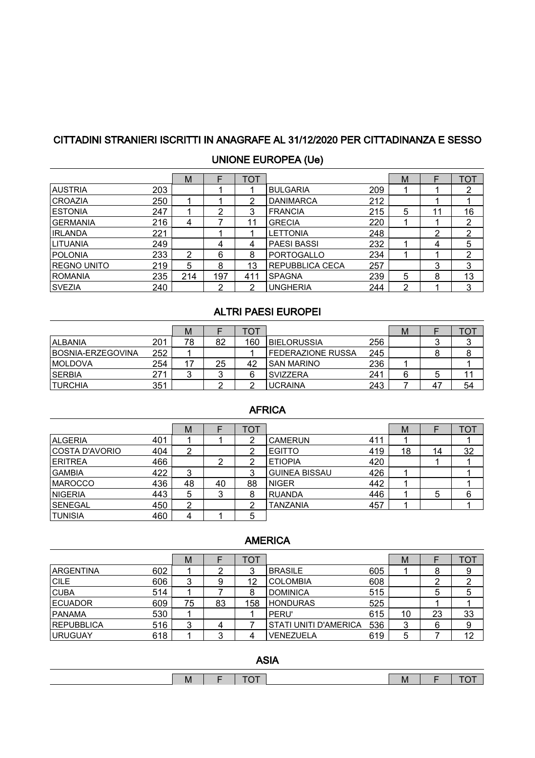## CITTADINI STRANIERI ISCRITTI IN ANAGRAFE AL 31/12/2020 PER CITTADINANZA E SESSO

### UNIONE EUROPEA (Ue)

| | | M | F | TOT | | | M | F | TOT |
|---|---|---|---|---|---|---|---|---|---|
| AUSTRIA | 203 | | 1 | 1 | BULGARIA | 209 | 1 | 1 | 2 |
| CROAZIA | 250 | 1 | 1 | 2 | DANIMARCA | 212 | | 1 | 1 |
| ESTONIA | 247 | 1 | 2 | 3 | FRANCIA | 215 | 5 | 11 | 16 |
| GERMANIA | 216 | 4 | 7 | 11 | GRECIA | 220 | 1 | 1 | 2 |
| IRLANDA | 221 | | 1 | 1 | LETTONIA | 248 | | 2 | 2 |
| LITUANIA | 249 | | 4 | 4 | PAESI BASSI | 232 | 1 | 4 | 5 |
| POLONIA | 233 | 2 | 6 | 8 | PORTOGALLO | 234 | 1 | 1 | 2 |
| REGNO UNITO | 219 | 5 | 8 | 13 | REPUBBLICA CECA | 257 | | 3 | 3 |
| ROMANIA | 235 | 214 | 197 | 411 | SPAGNA | 239 | 5 | 8 | 13 |
| SVEZIA | 240 | | 2 | 2 | UNGHERIA | 244 | 2 | 1 | 3 |

### ALTRI PAESI EUROPEI

| | | M | F | TOT | | | M | F | TOT |
|---|---|---|---|---|---|---|---|---|---|
| ALBANIA | 201 | 78 | 82 | 160 | BIELORUSSIA | 256 | | 3 | 3 |
| BOSNIA-ERZEGOVINA | 252 | 1 | | 1 | FEDERAZIONE RUSSA | 245 | | 8 | 8 |
| MOLDOVA | 254 | 17 | 25 | 42 | SAN MARINO | 236 | 1 | | 1 |
| SERBIA | 271 | 3 | 3 | 6 | SVIZZERA | 241 | 6 | 5 | 11 |
| TURCHIA | 351 | | 2 | 2 | UCRAINA | 243 | 7 | 47 | 54 |

### AFRICA

| | | M | F | TOT | | | M | F | TOT |
|---|---|---|---|---|---|---|---|---|---|
| ALGERIA | 401 | 1 | 1 | 2 | CAMERUN | 411 | 1 | | 1 |
| COSTA D'AVORIO | 404 | 2 | | 2 | EGITTO | 419 | 18 | 14 | 32 |
| ERITREA | 466 | | 2 | 2 | ETIOPIA | 420 | | 1 | 1 |
| GAMBIA | 422 | 3 | | 3 | GUINEA BISSAU | 426 | 1 | | 1 |
| MAROCCO | 436 | 48 | 40 | 88 | NIGER | 442 | 1 | | 1 |
| NIGERIA | 443 | 5 | 3 | 8 | RUANDA | 446 | 1 | 5 | 6 |
| SENEGAL | 450 | 2 | | 2 | TANZANIA | 457 | 1 | | 1 |
| TUNISIA | 460 | 4 | 1 | 5 | | | | | |

### AMERICA

| | | M | F | TOT | | | M | F | TOT |
|---|---|---|---|---|---|---|---|---|---|
| ARGENTINA | 602 | 1 | 2 | 3 | BRASILE | 605 | 1 | 8 | 9 |
| CILE | 606 | 3 | 9 | 12 | COLOMBIA | 608 | | 2 | 2 |
| CUBA | 514 | 1 | 7 | 8 | DOMINICA | 515 | | 5 | 5 |
| ECUADOR | 609 | 75 | 83 | 158 | HONDURAS | 525 | | 1 | 1 |
| PANAMA | 530 | 1 | | 1 | PERU' | 615 | 10 | 23 | 33 |
| REPUBBLICA | 516 | 3 | 4 | 7 | STATI UNITI D'AMERICA | 536 | 3 | 6 | 9 |
| URUGUAY | 618 | 1 | 3 | 4 | VENEZUELA | 619 | 5 | 7 | 12 |

### ASIA

| | | M | F | TOT | | | M | F | TOT |
|---|---|---|---|---|---|---|---|---|---|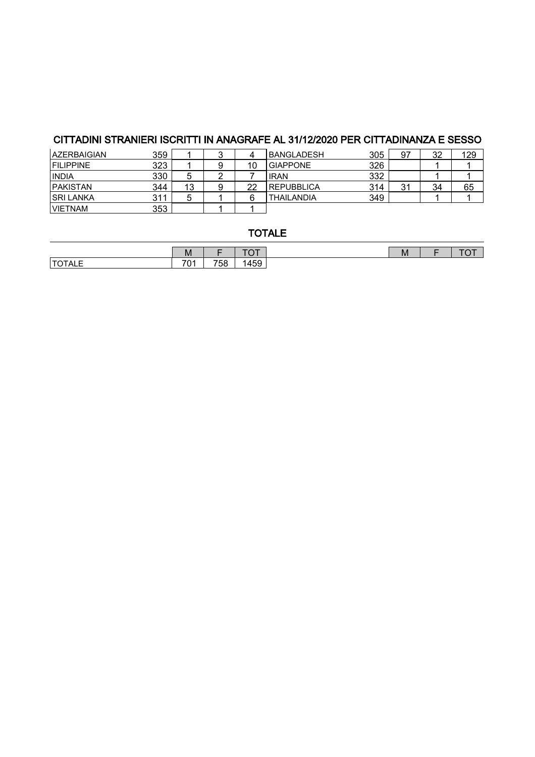## CITTADINI STRANIERI ISCRITTI IN ANAGRAFE AL 31/12/2020 PER CITTADINANZA E SESSO

| | | | | | | | | | |
|---|---|---|---|---|---|---|---|---|---|
| AZERBAIGIAN | 359 | 1 | 3 | 4 | BANGLADESH | 305 | 97 | 32 | 129 |
| FILIPPINE | 323 | 1 | 9 | 10 | GIAPPONE | 326 | | 1 | 1 |
| INDIA | 330 | 5 | 2 | 7 | IRAN | 332 | | 1 | 1 |
| PAKISTAN | 344 | 13 | 9 | 22 | REPUBBLICA | 314 | 31 | 34 | 65 |
| SRI LANKA | 311 | 5 | 1 | 6 | THAILANDIA | 349 | | 1 | 1 |
| VIETNAM | 353 | | 1 | 1 | | | | | |

## TOTALE

| | M | F | TOT | | M | F | TOT |
|---|---|---|---|---|---|---|---|
| TOTALE | 701 | 758 | 1459 | | | | |